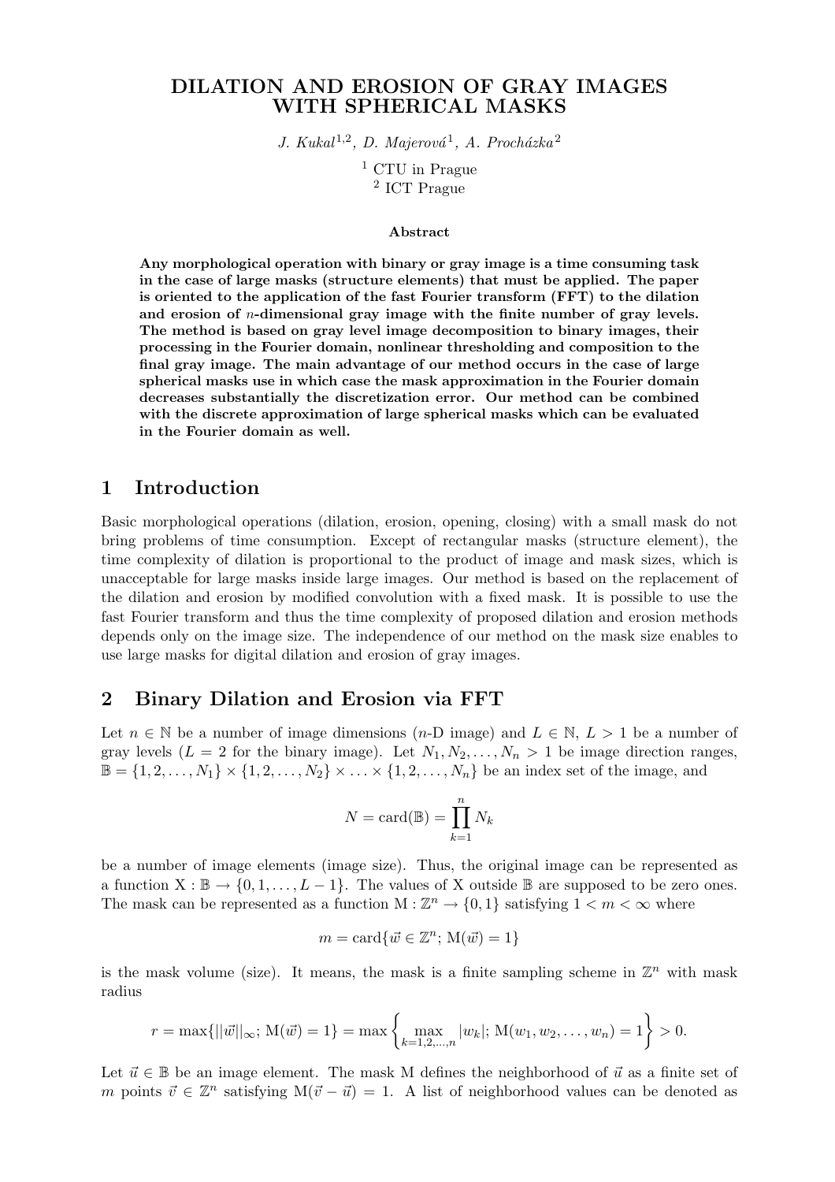# DILATION AND EROSION OF GRAY IMAGES WITH SPHERICAL MASKS

*J. Kukal*[1,2], *D. Majerová*[1], *A. Procházka*[2]

[1] CTU in Prague
[2] ICT Prague

### Abstract

**Any morphological operation with binary or gray image is a time consuming task in the case of large masks (structure elements) that must be applied. The paper is oriented to the application of the fast Fourier transform (FFT) to the dilation and erosion of $n$-dimensional gray image with the finite number of gray levels. The method is based on gray level image decomposition to binary images, their processing in the Fourier domain, nonlinear thresholding and composition to the final gray image. The main advantage of our method occurs in the case of large spherical masks use in which case the mask approximation in the Fourier domain decreases substantially the discretization error. Our method can be combined with the discrete approximation of large spherical masks which can be evaluated in the Fourier domain as well.**

## 1 Introduction

Basic morphological operations (dilation, erosion, opening, closing) with a small mask do not bring problems of time consumption. Except of rectangular masks (structure element), the time complexity of dilation is proportional to the product of image and mask sizes, which is unacceptable for large masks inside large images. Our method is based on the replacement of the dilation and erosion by modified convolution with a fixed mask. It is possible to use the fast Fourier transform and thus the time complexity of proposed dilation and erosion methods depends only on the image size. The independence of our method on the mask size enables to use large masks for digital dilation and erosion of gray images.

## 2 Binary Dilation and Erosion via FFT

Let $n \in \mathbb{N}$ be a number of image dimensions ($n$-D image) and $L \in \mathbb{N}$, $L > 1$ be a number of gray levels ($L = 2$ for the binary image). Let $N_1, N_2, \ldots, N_n > 1$ be image direction ranges, $\mathbb{B} = \{1, 2, \ldots, N_1\} \times \{1, 2, \ldots, N_2\} \times \ldots \times \{1, 2, \ldots, N_n\}$ be an index set of the image, and

$$N = \mathrm{card}(\mathbb{B}) = \prod_{k=1}^{n} N_k$$

be a number of image elements (image size). Thus, the original image can be represented as a function $\mathrm{X} : \mathbb{B} \rightarrow \{0, 1, \ldots, L-1\}$. The values of X outside $\mathbb{B}$ are supposed to be zero ones. The mask can be represented as a function $\mathrm{M} : \mathbb{Z}^n \rightarrow \{0, 1\}$ satisfying $1 < m < \infty$ where

$$m = \mathrm{card}\{\vec{w} \in \mathbb{Z}^n; \mathrm{M}(\vec{w}) = 1\}$$

is the mask volume (size). It means, the mask is a finite sampling scheme in $\mathbb{Z}^n$ with mask radius

$$r = \max\{||\vec{w}||_\infty; \mathrm{M}(\vec{w}) = 1\} = \max\left\{\max_{k=1,2,\ldots,n} |w_k|; \mathrm{M}(w_1, w_2, \ldots, w_n) = 1\right\} > 0.$$

Let $\vec{u} \in \mathbb{B}$ be an image element. The mask M defines the neighborhood of $\vec{u}$ as a finite set of $m$ points $\vec{v} \in \mathbb{Z}^n$ satisfying $\mathrm{M}(\vec{v} - \vec{u}) = 1$. A list of neighborhood values can be denoted as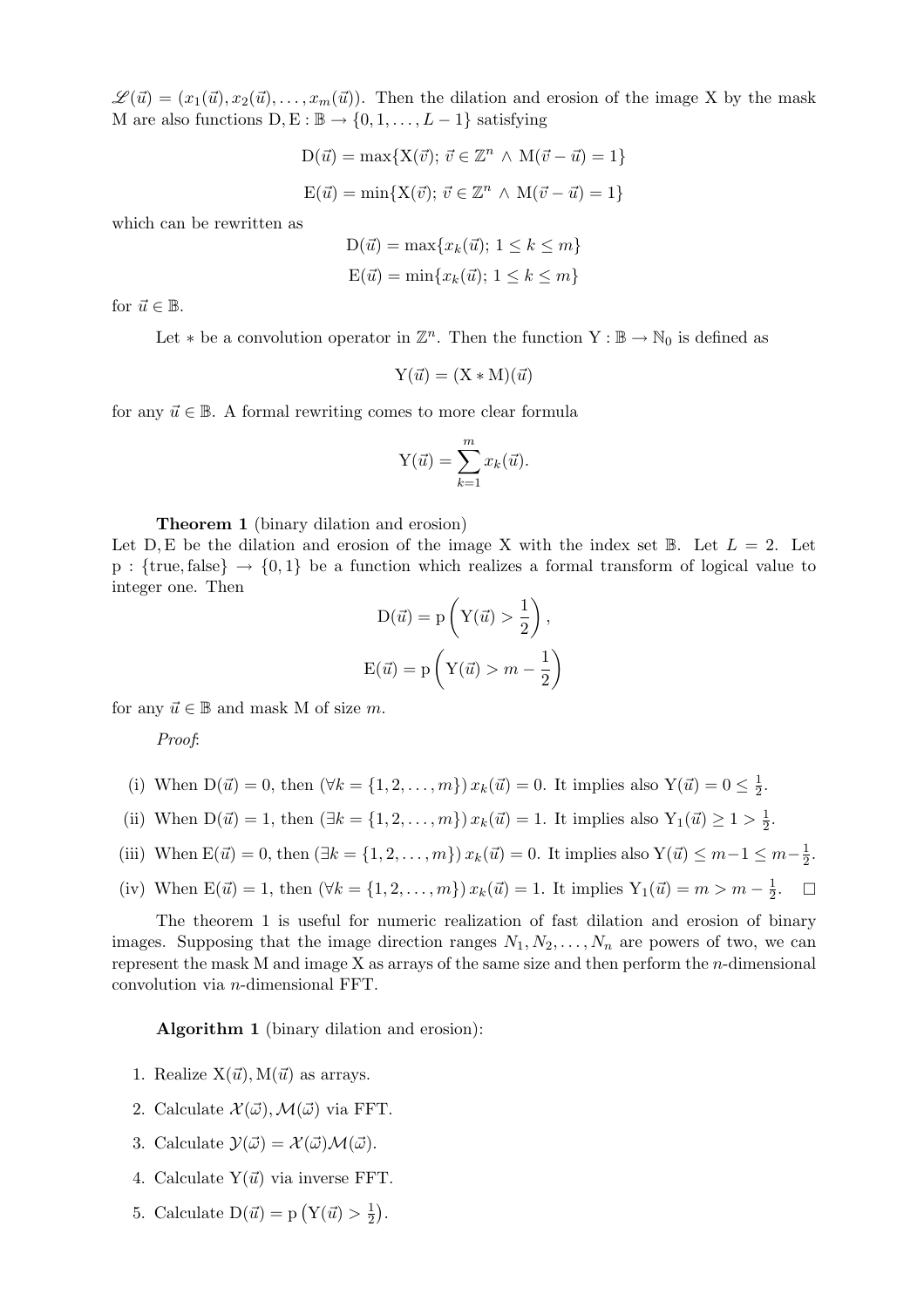$\mathscr{L}(\vec{u}) = (x_1(\vec{u}), x_2(\vec{u}), \ldots, x_m(\vec{u}))$. Then the dilation and erosion of the image X by the mask M are also functions $\mathrm{D}, \mathrm{E} : \mathbb{B} \to \{0, 1, \ldots, L-1\}$ satisfying

$$\mathrm{D}(\vec{u}) = \max\{\mathrm{X}(\vec{v});\ \vec{v} \in \mathbb{Z}^n \ \wedge\ \mathrm{M}(\vec{v} - \vec{u}) = 1\}$$

$$\mathrm{E}(\vec{u}) = \min\{\mathrm{X}(\vec{v});\ \vec{v} \in \mathbb{Z}^n \ \wedge\ \mathrm{M}(\vec{v} - \vec{u}) = 1\}$$

which can be rewritten as

$$\mathrm{D}(\vec{u}) = \max\{x_k(\vec{u});\ 1 \le k \le m\}$$

$$\mathrm{E}(\vec{u}) = \min\{x_k(\vec{u});\ 1 \le k \le m\}$$

for $\vec{u} \in \mathbb{B}$.

Let $*$ be a convolution operator in $\mathbb{Z}^n$. Then the function $\mathrm{Y} : \mathbb{B} \to \mathbb{N}_0$ is defined as

$$\mathrm{Y}(\vec{u}) = (\mathrm{X} * \mathrm{M})(\vec{u})$$

for any $\vec{u} \in \mathbb{B}$. A formal rewriting comes to more clear formula

$$\mathrm{Y}(\vec{u}) = \sum_{k=1}^{m} x_k(\vec{u}).$$

**Theorem 1** (binary dilation and erosion)
Let D, E be the dilation and erosion of the image X with the index set $\mathbb{B}$. Let $L = 2$. Let $\mathrm{p} : \{\text{true}, \text{false}\} \to \{0, 1\}$ be a function which realizes a formal transform of logical value to integer one. Then

$$\mathrm{D}(\vec{u}) = \mathrm{p}\left(\mathrm{Y}(\vec{u}) > \frac{1}{2}\right),$$

$$\mathrm{E}(\vec{u}) = \mathrm{p}\left(\mathrm{Y}(\vec{u}) > m - \frac{1}{2}\right)$$

for any $\vec{u} \in \mathbb{B}$ and mask M of size $m$.

*Proof*:

(i) When $\mathrm{D}(\vec{u}) = 0$, then $(\forall k = \{1, 2, \ldots, m\})\, x_k(\vec{u}) = 0$. It implies also $\mathrm{Y}(\vec{u}) = 0 \le \frac{1}{2}$.

(ii) When $\mathrm{D}(\vec{u}) = 1$, then $(\exists k = \{1, 2, \ldots, m\})\, x_k(\vec{u}) = 1$. It implies also $\mathrm{Y}_1(\vec{u}) \ge 1 > \frac{1}{2}$.

(iii) When $\mathrm{E}(\vec{u}) = 0$, then $(\exists k = \{1, 2, \ldots, m\})\, x_k(\vec{u}) = 0$. It implies also $\mathrm{Y}(\vec{u}) \le m - 1 \le m - \frac{1}{2}$.

(iv) When $\mathrm{E}(\vec{u}) = 1$, then $(\forall k = \{1, 2, \ldots, m\})\, x_k(\vec{u}) = 1$. It implies $\mathrm{Y}_1(\vec{u}) = m > m - \frac{1}{2}$. □

The theorem 1 is useful for numeric realization of fast dilation and erosion of binary images. Supposing that the image direction ranges $N_1, N_2, \ldots, N_n$ are powers of two, we can represent the mask M and image X as arrays of the same size and then perform the $n$-dimensional convolution via $n$-dimensional FFT.

**Algorithm 1** (binary dilation and erosion):

1. Realize $\mathrm{X}(\vec{u}), \mathrm{M}(\vec{u})$ as arrays.
2. Calculate $\mathcal{X}(\vec{\omega}), \mathcal{M}(\vec{\omega})$ via FFT.
3. Calculate $\mathcal{Y}(\vec{\omega}) = \mathcal{X}(\vec{\omega})\mathcal{M}(\vec{\omega})$.
4. Calculate $\mathrm{Y}(\vec{u})$ via inverse FFT.
5. Calculate $\mathrm{D}(\vec{u}) = \mathrm{p}\left(\mathrm{Y}(\vec{u}) > \frac{1}{2}\right)$.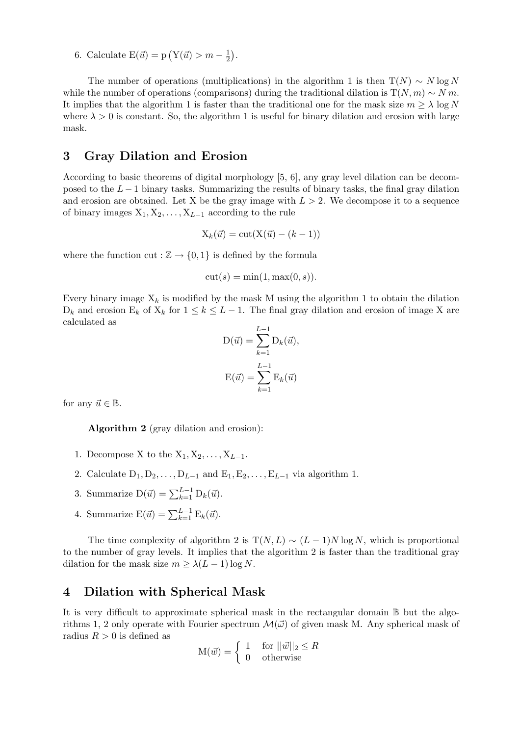6. Calculate $\mathrm{E}(\vec{u}) = \mathrm{p}\left(\mathrm{Y}(\vec{u}) > m - \frac{1}{2}\right)$.

The number of operations (multiplications) in the algorithm 1 is then $\mathrm{T}(N) \sim N \log N$ while the number of operations (comparisons) during the traditional dilation is $\mathrm{T}(N, m) \sim N\, m$. It implies that the algorithm 1 is faster than the traditional one for the mask size $m \geq \lambda \log N$ where $\lambda > 0$ is constant. So, the algorithm 1 is useful for binary dilation and erosion with large mask.

## 3 Gray Dilation and Erosion

According to basic theorems of digital morphology [5, 6], any gray level dilation can be decomposed to the $L-1$ binary tasks. Summarizing the results of binary tasks, the final gray dilation and erosion are obtained. Let X be the gray image with $L > 2$. We decompose it to a sequence of binary images $\mathrm{X}_1, \mathrm{X}_2, \ldots, \mathrm{X}_{L-1}$ according to the rule

$$\mathrm{X}_k(\vec{u}) = \mathrm{cut}(\mathrm{X}(\vec{u}) - (k-1))$$

where the function $\mathrm{cut} : \mathbb{Z} \to \{0, 1\}$ is defined by the formula

$$\mathrm{cut}(s) = \min(1, \max(0, s)).$$

Every binary image $\mathrm{X}_k$ is modified by the mask M using the algorithm 1 to obtain the dilation $\mathrm{D}_k$ and erosion $\mathrm{E}_k$ of $\mathrm{X}_k$ for $1 \leq k \leq L-1$. The final gray dilation and erosion of image X are calculated as

$$\mathrm{D}(\vec{u}) = \sum_{k=1}^{L-1} \mathrm{D}_k(\vec{u}),$$

$$\mathrm{E}(\vec{u}) = \sum_{k=1}^{L-1} \mathrm{E}_k(\vec{u})$$

for any $\vec{u} \in \mathbb{B}$.

**Algorithm 2** (gray dilation and erosion):

1. Decompose X to the $\mathrm{X}_1, \mathrm{X}_2, \ldots, \mathrm{X}_{L-1}$.
2. Calculate $\mathrm{D}_1, \mathrm{D}_2, \ldots, \mathrm{D}_{L-1}$ and $\mathrm{E}_1, \mathrm{E}_2, \ldots, \mathrm{E}_{L-1}$ via algorithm 1.
3. Summarize $\mathrm{D}(\vec{u}) = \sum_{k=1}^{L-1} \mathrm{D}_k(\vec{u})$.
4. Summarize $\mathrm{E}(\vec{u}) = \sum_{k=1}^{L-1} \mathrm{E}_k(\vec{u})$.

The time complexity of algorithm 2 is $\mathrm{T}(N, L) \sim (L-1) N \log N$, which is proportional to the number of gray levels. It implies that the algorithm 2 is faster than the traditional gray dilation for the mask size $m \geq \lambda (L-1) \log N$.

## 4 Dilation with Spherical Mask

It is very difficult to approximate spherical mask in the rectangular domain $\mathbb{B}$ but the algorithms 1, 2 only operate with Fourier spectrum $\mathcal{M}(\vec{\omega})$ of given mask M. Any spherical mask of radius $R > 0$ is defined as

$$\mathrm{M}(\vec{w}) = \begin{cases} 1 & \text{for } ||\vec{w}||_2 \leq R \\ 0 & \text{otherwise} \end{cases}$$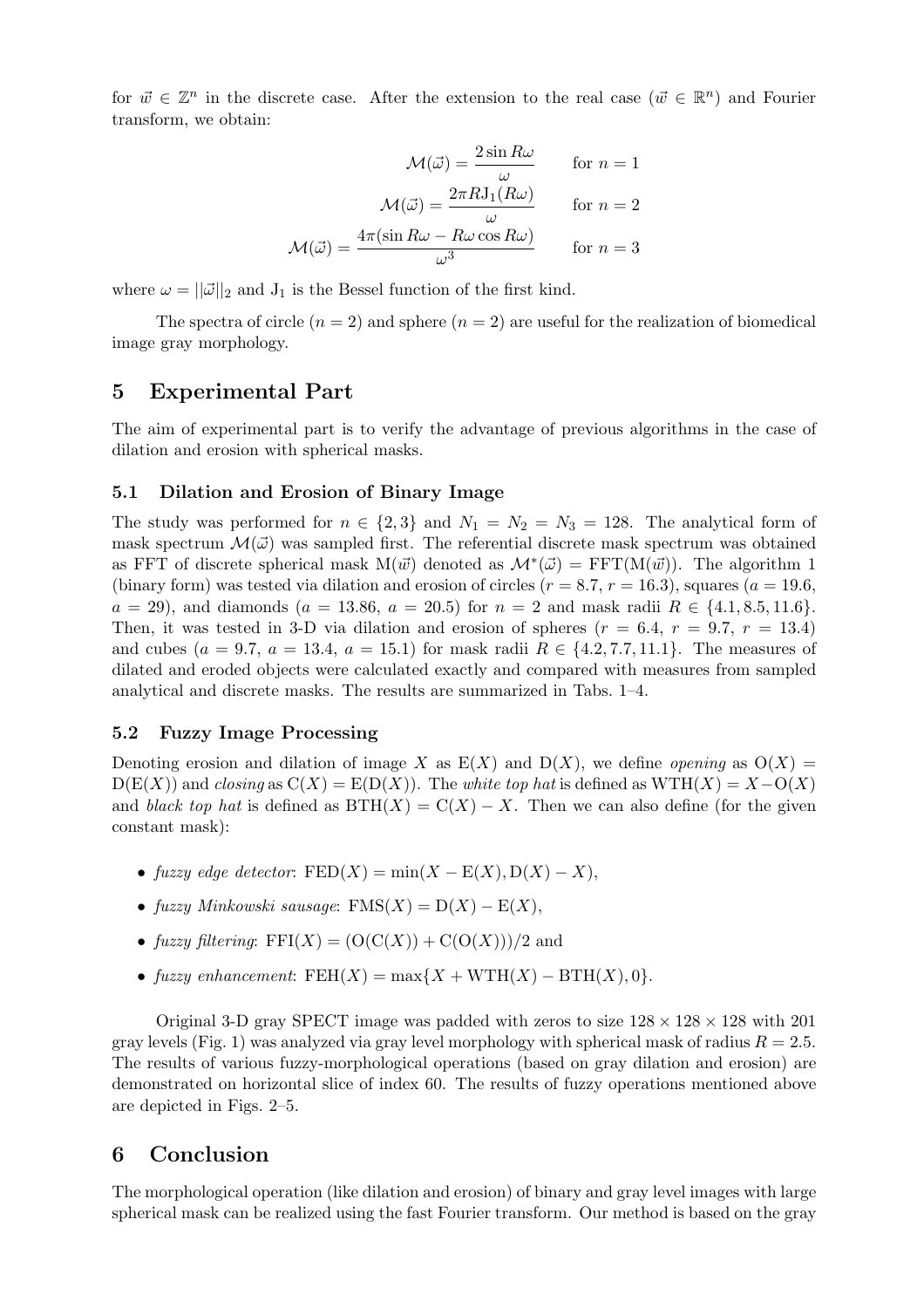for $\vec{w} \in \mathbb{Z}^n$ in the discrete case. After the extension to the real case ($\vec{w} \in \mathbb{R}^n$) and Fourier transform, we obtain:

$$\mathcal{M}(\vec{\omega}) = \frac{2\sin R\omega}{\omega} \qquad \text{for } n = 1$$

$$\mathcal{M}(\vec{\omega}) = \frac{2\pi R \mathrm{J}_1(R\omega)}{\omega} \qquad \text{for } n = 2$$

$$\mathcal{M}(\vec{\omega}) = \frac{4\pi(\sin R\omega - R\omega\cos R\omega)}{\omega^3} \qquad \text{for } n = 3$$

where $\omega = ||\vec{\omega}||_2$ and $\mathrm{J}_1$ is the Bessel function of the first kind.

The spectra of circle ($n = 2$) and sphere ($n = 2$) are useful for the realization of biomedical image gray morphology.

# 5 Experimental Part

The aim of experimental part is to verify the advantage of previous algorithms in the case of dilation and erosion with spherical masks.

## 5.1 Dilation and Erosion of Binary Image

The study was performed for $n \in \{2, 3\}$ and $N_1 = N_2 = N_3 = 128$. The analytical form of mask spectrum $\mathcal{M}(\vec{\omega})$ was sampled first. The referential discrete mask spectrum was obtained as FFT of discrete spherical mask $\mathrm{M}(\vec{w})$ denoted as $\mathcal{M}^*(\vec{\omega}) = \mathrm{FFT}(\mathrm{M}(\vec{w}))$. The algorithm 1 (binary form) was tested via dilation and erosion of circles ($r = 8.7$, $r = 16.3$), squares ($a = 19.6$, $a = 29$), and diamonds ($a = 13.86$, $a = 20.5$) for $n = 2$ and mask radii $R \in \{4.1, 8.5, 11.6\}$. Then, it was tested in 3-D via dilation and erosion of spheres ($r = 6.4$, $r = 9.7$, $r = 13.4$) and cubes ($a = 9.7$, $a = 13.4$, $a = 15.1$) for mask radii $R \in \{4.2, 7.7, 11.1\}$. The measures of dilated and eroded objects were calculated exactly and compared with measures from sampled analytical and discrete masks. The results are summarized in Tabs. 1–4.

## 5.2 Fuzzy Image Processing

Denoting erosion and dilation of image $X$ as $\mathrm{E}(X)$ and $\mathrm{D}(X)$, we define *opening* as $\mathrm{O}(X) = \mathrm{D}(\mathrm{E}(X))$ and *closing* as $\mathrm{C}(X) = \mathrm{E}(\mathrm{D}(X))$. The *white top hat* is defined as $\mathrm{WTH}(X) = X - \mathrm{O}(X)$ and *black top hat* is defined as $\mathrm{BTH}(X) = \mathrm{C}(X) - X$. Then we can also define (for the given constant mask):

- *fuzzy edge detector*: $\mathrm{FED}(X) = \min(X - \mathrm{E}(X), \mathrm{D}(X) - X)$,
- *fuzzy Minkowski sausage*: $\mathrm{FMS}(X) = \mathrm{D}(X) - \mathrm{E}(X)$,
- *fuzzy filtering*: $\mathrm{FFI}(X) = (\mathrm{O}(\mathrm{C}(X)) + \mathrm{C}(\mathrm{O}(X)))/2$ and
- *fuzzy enhancement*: $\mathrm{FEH}(X) = \max\{X + \mathrm{WTH}(X) - \mathrm{BTH}(X), 0\}$.

Original 3-D gray SPECT image was padded with zeros to size $128 \times 128 \times 128$ with 201 gray levels (Fig. 1) was analyzed via gray level morphology with spherical mask of radius $R = 2.5$. The results of various fuzzy-morphological operations (based on gray dilation and erosion) are demonstrated on horizontal slice of index 60. The results of fuzzy operations mentioned above are depicted in Figs. 2–5.

# 6 Conclusion

The morphological operation (like dilation and erosion) of binary and gray level images with large spherical mask can be realized using the fast Fourier transform. Our method is based on the gray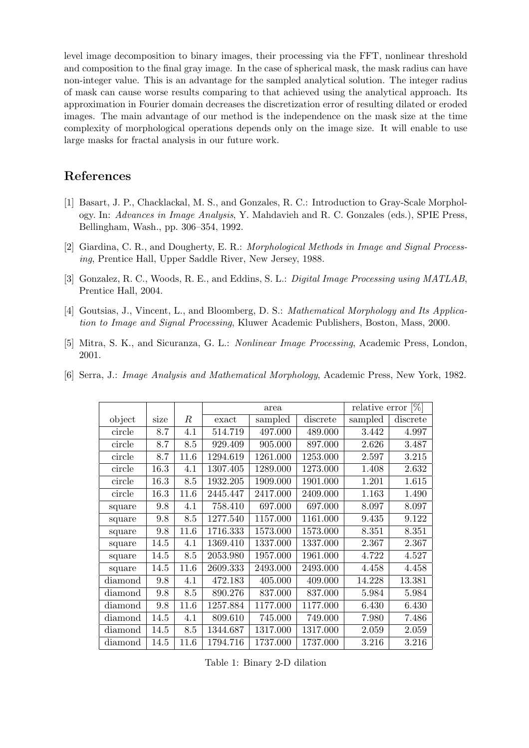level image decomposition to binary images, their processing via the FFT, nonlinear threshold and composition to the final gray image. In the case of spherical mask, the mask radius can have non-integer value. This is an advantage for the sampled analytical solution. The integer radius of mask can cause worse results comparing to that achieved using the analytical approach. Its approximation in Fourier domain decreases the discretization error of resulting dilated or eroded images. The main advantage of our method is the independence on the mask size at the time complexity of morphological operations depends only on the image size. It will enable to use large masks for fractal analysis in our future work.

## References

[1] Basart, J. P., Chacklackal, M. S., and Gonzales, R. C.: Introduction to Gray-Scale Morphology. In: *Advances in Image Analysis*, Y. Mahdavieh and R. C. Gonzales (eds.), SPIE Press, Bellingham, Wash., pp. 306–354, 1992.

[2] Giardina, C. R., and Dougherty, E. R.: *Morphological Methods in Image and Signal Processing*, Prentice Hall, Upper Saddle River, New Jersey, 1988.

[3] Gonzalez, R. C., Woods, R. E., and Eddins, S. L.: *Digital Image Processing using MATLAB*, Prentice Hall, 2004.

[4] Goutsias, J., Vincent, L., and Bloomberg, D. S.: *Mathematical Morphology and Its Application to Image and Signal Processing*, Kluwer Academic Publishers, Boston, Mass, 2000.

[5] Mitra, S. K., and Sicuranza, G. L.: *Nonlinear Image Processing*, Academic Press, London, 2001.

[6] Serra, J.: *Image Analysis and Mathematical Morphology*, Academic Press, New York, 1982.

| | | | area | | | relative error [%] | |
|---|---|---|---|---|---|---|---|
| object | size | $R$ | exact | sampled | discrete | sampled | discrete |
| circle | 8.7 | 4.1 | 514.719 | 497.000 | 489.000 | 3.442 | 4.997 |
| circle | 8.7 | 8.5 | 929.409 | 905.000 | 897.000 | 2.626 | 3.487 |
| circle | 8.7 | 11.6 | 1294.619 | 1261.000 | 1253.000 | 2.597 | 3.215 |
| circle | 16.3 | 4.1 | 1307.405 | 1289.000 | 1273.000 | 1.408 | 2.632 |
| circle | 16.3 | 8.5 | 1932.205 | 1909.000 | 1901.000 | 1.201 | 1.615 |
| circle | 16.3 | 11.6 | 2445.447 | 2417.000 | 2409.000 | 1.163 | 1.490 |
| square | 9.8 | 4.1 | 758.410 | 697.000 | 697.000 | 8.097 | 8.097 |
| square | 9.8 | 8.5 | 1277.540 | 1157.000 | 1161.000 | 9.435 | 9.122 |
| square | 9.8 | 11.6 | 1716.333 | 1573.000 | 1573.000 | 8.351 | 8.351 |
| square | 14.5 | 4.1 | 1369.410 | 1337.000 | 1337.000 | 2.367 | 2.367 |
| square | 14.5 | 8.5 | 2053.980 | 1957.000 | 1961.000 | 4.722 | 4.527 |
| square | 14.5 | 11.6 | 2609.333 | 2493.000 | 2493.000 | 4.458 | 4.458 |
| diamond | 9.8 | 4.1 | 472.183 | 405.000 | 409.000 | 14.228 | 13.381 |
| diamond | 9.8 | 8.5 | 890.276 | 837.000 | 837.000 | 5.984 | 5.984 |
| diamond | 9.8 | 11.6 | 1257.884 | 1177.000 | 1177.000 | 6.430 | 6.430 |
| diamond | 14.5 | 4.1 | 809.610 | 745.000 | 749.000 | 7.980 | 7.486 |
| diamond | 14.5 | 8.5 | 1344.687 | 1317.000 | 1317.000 | 2.059 | 2.059 |
| diamond | 14.5 | 11.6 | 1794.716 | 1737.000 | 1737.000 | 3.216 | 3.216 |

Table 1: Binary 2-D dilation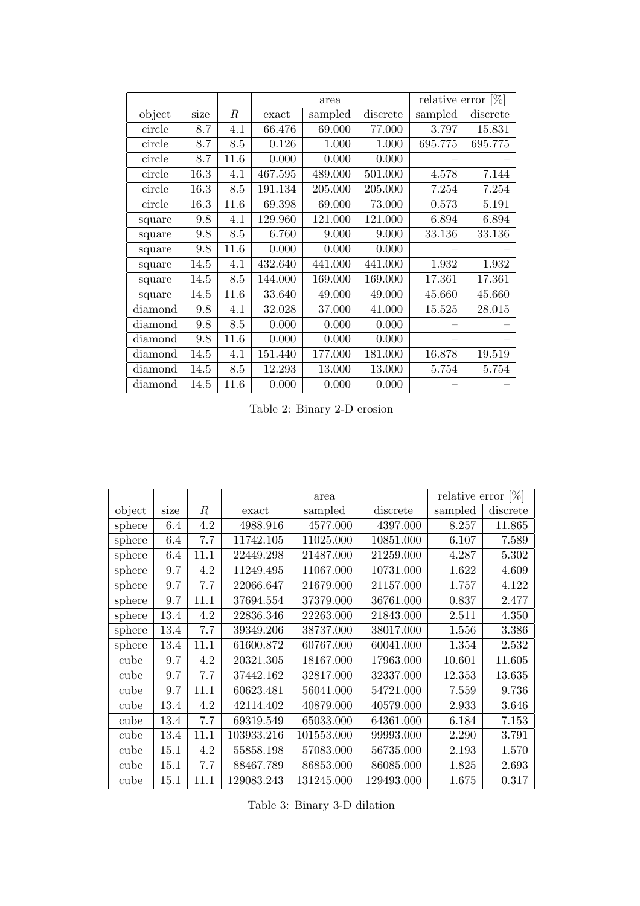| object | size | $R$ | area | | | relative error [%] | |
|---|---|---|---|---|---|---|---|
| | | | exact | sampled | discrete | sampled | discrete |
| circle | 8.7 | 4.1 | 66.476 | 69.000 | 77.000 | 3.797 | 15.831 |
| circle | 8.7 | 8.5 | 0.126 | 1.000 | 1.000 | 695.775 | 695.775 |
| circle | 8.7 | 11.6 | 0.000 | 0.000 | 0.000 | – | – |
| circle | 16.3 | 4.1 | 467.595 | 489.000 | 501.000 | 4.578 | 7.144 |
| circle | 16.3 | 8.5 | 191.134 | 205.000 | 205.000 | 7.254 | 7.254 |
| circle | 16.3 | 11.6 | 69.398 | 69.000 | 73.000 | 0.573 | 5.191 |
| square | 9.8 | 4.1 | 129.960 | 121.000 | 121.000 | 6.894 | 6.894 |
| square | 9.8 | 8.5 | 6.760 | 9.000 | 9.000 | 33.136 | 33.136 |
| square | 9.8 | 11.6 | 0.000 | 0.000 | 0.000 | – | – |
| square | 14.5 | 4.1 | 432.640 | 441.000 | 441.000 | 1.932 | 1.932 |
| square | 14.5 | 8.5 | 144.000 | 169.000 | 169.000 | 17.361 | 17.361 |
| square | 14.5 | 11.6 | 33.640 | 49.000 | 49.000 | 45.660 | 45.660 |
| diamond | 9.8 | 4.1 | 32.028 | 37.000 | 41.000 | 15.525 | 28.015 |
| diamond | 9.8 | 8.5 | 0.000 | 0.000 | 0.000 | – | – |
| diamond | 9.8 | 11.6 | 0.000 | 0.000 | 0.000 | – | – |
| diamond | 14.5 | 4.1 | 151.440 | 177.000 | 181.000 | 16.878 | 19.519 |
| diamond | 14.5 | 8.5 | 12.293 | 13.000 | 13.000 | 5.754 | 5.754 |
| diamond | 14.5 | 11.6 | 0.000 | 0.000 | 0.000 | – | – |

Table 2: Binary 2-D erosion

| object | size | $R$ | area | | | relative error [%] | |
|---|---|---|---|---|---|---|---|
| | | | exact | sampled | discrete | sampled | discrete |
| sphere | 6.4 | 4.2 | 4988.916 | 4577.000 | 4397.000 | 8.257 | 11.865 |
| sphere | 6.4 | 7.7 | 11742.105 | 11025.000 | 10851.000 | 6.107 | 7.589 |
| sphere | 6.4 | 11.1 | 22449.298 | 21487.000 | 21259.000 | 4.287 | 5.302 |
| sphere | 9.7 | 4.2 | 11249.495 | 11067.000 | 10731.000 | 1.622 | 4.609 |
| sphere | 9.7 | 7.7 | 22066.647 | 21679.000 | 21157.000 | 1.757 | 4.122 |
| sphere | 9.7 | 11.1 | 37694.554 | 37379.000 | 36761.000 | 0.837 | 2.477 |
| sphere | 13.4 | 4.2 | 22836.346 | 22263.000 | 21843.000 | 2.511 | 4.350 |
| sphere | 13.4 | 7.7 | 39349.206 | 38737.000 | 38017.000 | 1.556 | 3.386 |
| sphere | 13.4 | 11.1 | 61600.872 | 60767.000 | 60041.000 | 1.354 | 2.532 |
| cube | 9.7 | 4.2 | 20321.305 | 18167.000 | 17963.000 | 10.601 | 11.605 |
| cube | 9.7 | 7.7 | 37442.162 | 32817.000 | 32337.000 | 12.353 | 13.635 |
| cube | 9.7 | 11.1 | 60623.481 | 56041.000 | 54721.000 | 7.559 | 9.736 |
| cube | 13.4 | 4.2 | 42114.402 | 40879.000 | 40579.000 | 2.933 | 3.646 |
| cube | 13.4 | 7.7 | 69319.549 | 65033.000 | 64361.000 | 6.184 | 7.153 |
| cube | 13.4 | 11.1 | 103933.216 | 101553.000 | 99993.000 | 2.290 | 3.791 |
| cube | 15.1 | 4.2 | 55858.198 | 57083.000 | 56735.000 | 2.193 | 1.570 |
| cube | 15.1 | 7.7 | 88467.789 | 86853.000 | 86085.000 | 1.825 | 2.693 |
| cube | 15.1 | 11.1 | 129083.243 | 131245.000 | 129493.000 | 1.675 | 0.317 |

Table 3: Binary 3-D dilation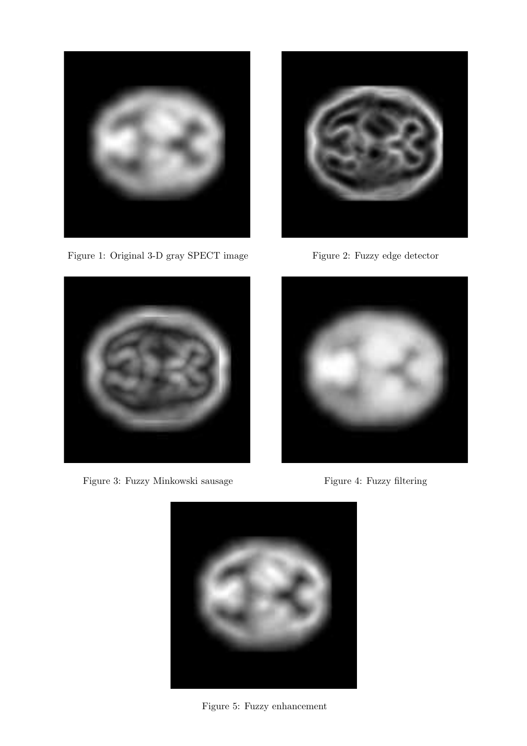Figure 1: Original 3-D gray SPECT image

Figure 2: Fuzzy edge detector

Figure 3: Fuzzy Minkowski sausage

Figure 4: Fuzzy filtering

Figure 5: Fuzzy enhancement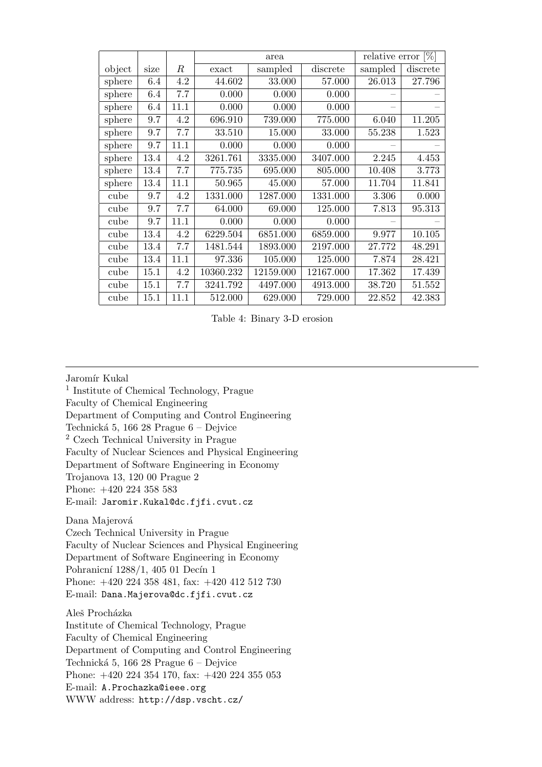| | | | area | | | relative error [%] | |
|---|---|---|---|---|---|---|---|
| object | size | $R$ | exact | sampled | discrete | sampled | discrete |
| sphere | 6.4 | 4.2 | 44.602 | 33.000 | 57.000 | 26.013 | 27.796 |
| sphere | 6.4 | 7.7 | 0.000 | 0.000 | 0.000 | – | – |
| sphere | 6.4 | 11.1 | 0.000 | 0.000 | 0.000 | – | – |
| sphere | 9.7 | 4.2 | 696.910 | 739.000 | 775.000 | 6.040 | 11.205 |
| sphere | 9.7 | 7.7 | 33.510 | 15.000 | 33.000 | 55.238 | 1.523 |
| sphere | 9.7 | 11.1 | 0.000 | 0.000 | 0.000 | – | – |
| sphere | 13.4 | 4.2 | 3261.761 | 3335.000 | 3407.000 | 2.245 | 4.453 |
| sphere | 13.4 | 7.7 | 775.735 | 695.000 | 805.000 | 10.408 | 3.773 |
| sphere | 13.4 | 11.1 | 50.965 | 45.000 | 57.000 | 11.704 | 11.841 |
| cube | 9.7 | 4.2 | 1331.000 | 1287.000 | 1331.000 | 3.306 | 0.000 |
| cube | 9.7 | 7.7 | 64.000 | 69.000 | 125.000 | 7.813 | 95.313 |
| cube | 9.7 | 11.1 | 0.000 | 0.000 | 0.000 | – | – |
| cube | 13.4 | 4.2 | 6229.504 | 6851.000 | 6859.000 | 9.977 | 10.105 |
| cube | 13.4 | 7.7 | 1481.544 | 1893.000 | 2197.000 | 27.772 | 48.291 |
| cube | 13.4 | 11.1 | 97.336 | 105.000 | 125.000 | 7.874 | 28.421 |
| cube | 15.1 | 4.2 | 10360.232 | 12159.000 | 12167.000 | 17.362 | 17.439 |
| cube | 15.1 | 7.7 | 3241.792 | 4497.000 | 4913.000 | 38.720 | 51.552 |
| cube | 15.1 | 11.1 | 512.000 | 629.000 | 729.000 | 22.852 | 42.383 |

Table 4: Binary 3-D erosion

---

Jaromír Kukal
[1] Institute of Chemical Technology, Prague
Faculty of Chemical Engineering
Department of Computing and Control Engineering
Technická 5, 166 28 Prague 6 – Dejvice
[2] Czech Technical University in Prague
Faculty of Nuclear Sciences and Physical Engineering
Department of Software Engineering in Economy
Trojanova 13, 120 00 Prague 2
Phone: +420 224 358 583
E-mail: Jaromir.Kukal@dc.fjfi.cvut.cz

Dana Majerová
Czech Technical University in Prague
Faculty of Nuclear Sciences and Physical Engineering
Department of Software Engineering in Economy
Pohraniční 1288/1, 405 01 Decín 1
Phone: +420 224 358 481, fax: +420 412 512 730
E-mail: Dana.Majerova@dc.fjfi.cvut.cz

Aleš Procházka
Institute of Chemical Technology, Prague
Faculty of Chemical Engineering
Department of Computing and Control Engineering
Technická 5, 166 28 Prague 6 – Dejvice
Phone: +420 224 354 170, fax: +420 224 355 053
E-mail: A.Prochazka@ieee.org
WWW address: http://dsp.vscht.cz/